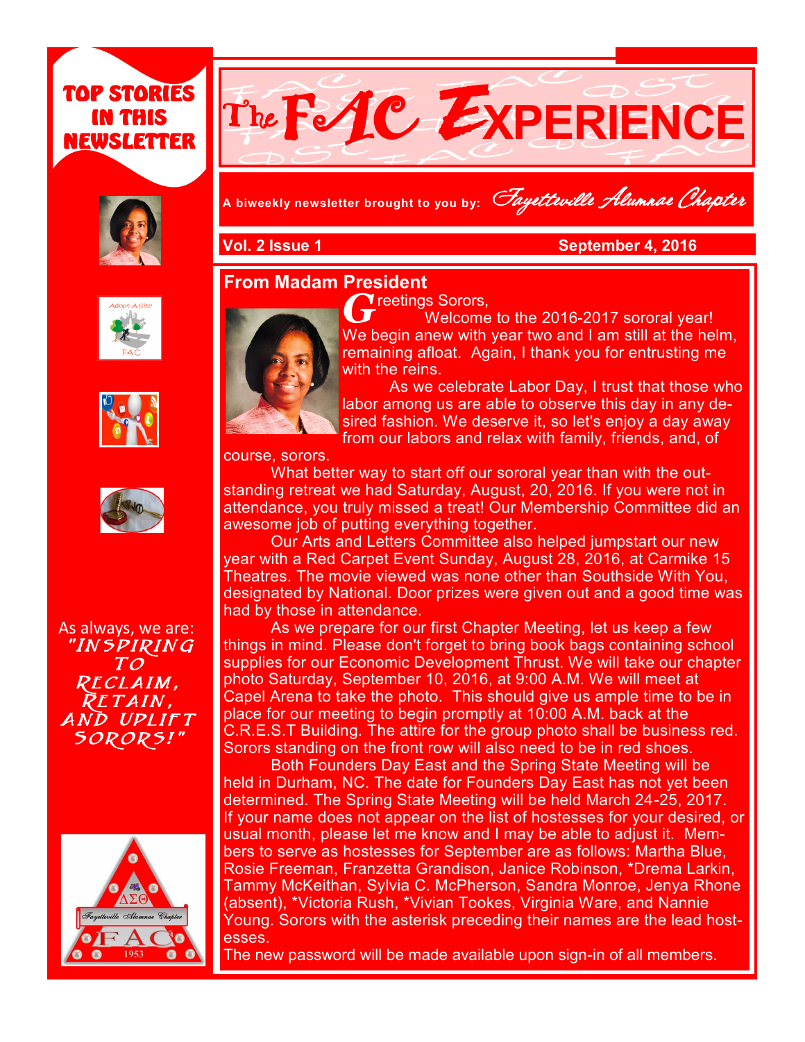# The FAC EXPERIENCE

A biweekly newsletter brought to you by: *Fayetteville Alumnae Chapter*

**Vol. 2 Issue 1** **September 4, 2016**

**TOP STORIES IN THIS NEWSLETTER**

As always, we are: *"INSPIRING TO RECLAIM, RETAIN, AND UPLIFT SORORS!"*

## From Madam President

Greetings Sorors,

Welcome to the 2016-2017 sororal year! We begin anew with year two and I am still at the helm, remaining afloat. Again, I thank you for entrusting me with the reins.

As we celebrate Labor Day, I trust that those who labor among us are able to observe this day in any desired fashion. We deserve it, so let's enjoy a day away from our labors and relax with family, friends, and, of course, sorors.

What better way to start off our sororal year than with the outstanding retreat we had Saturday, August, 20, 2016. If you were not in attendance, you truly missed a treat! Our Membership Committee did an awesome job of putting everything together.

Our Arts and Letters Committee also helped jumpstart our new year with a Red Carpet Event Sunday, August 28, 2016, at Carmike 15 Theatres. The movie viewed was none other than Southside With You, designated by National. Door prizes were given out and a good time was had by those in attendance.

As we prepare for our first Chapter Meeting, let us keep a few things in mind. Please don't forget to bring book bags containing school supplies for our Economic Development Thrust. We will take our chapter photo Saturday, September 10, 2016, at 9:00 A.M. We will meet at Capel Arena to take the photo. This should give us ample time to be in place for our meeting to begin promptly at 10:00 A.M. back at the C.R.E.S.T Building. The attire for the group photo shall be business red. Sorors standing on the front row will also need to be in red shoes.

Both Founders Day East and the Spring State Meeting will be held in Durham, NC. The date for Founders Day East has not yet been determined. The Spring State Meeting will be held March 24-25, 2017. If your name does not appear on the list of hostesses for your desired, or usual month, please let me know and I may be able to adjust it. Members to serve as hostesses for September are as follows: Martha Blue, Rosie Freeman, Franzetta Grandison, Janice Robinson, *Drema Larkin, Tammy McKeithan, Sylvia C. McPherson, Sandra Monroe, Jenya Rhone (absent), *Victoria Rush, *Vivian Tookes, Virginia Ware, and Nannie Young. Sorors with the asterisk preceding their names are the lead hostesses.

The new password will be made available upon sign-in of all members.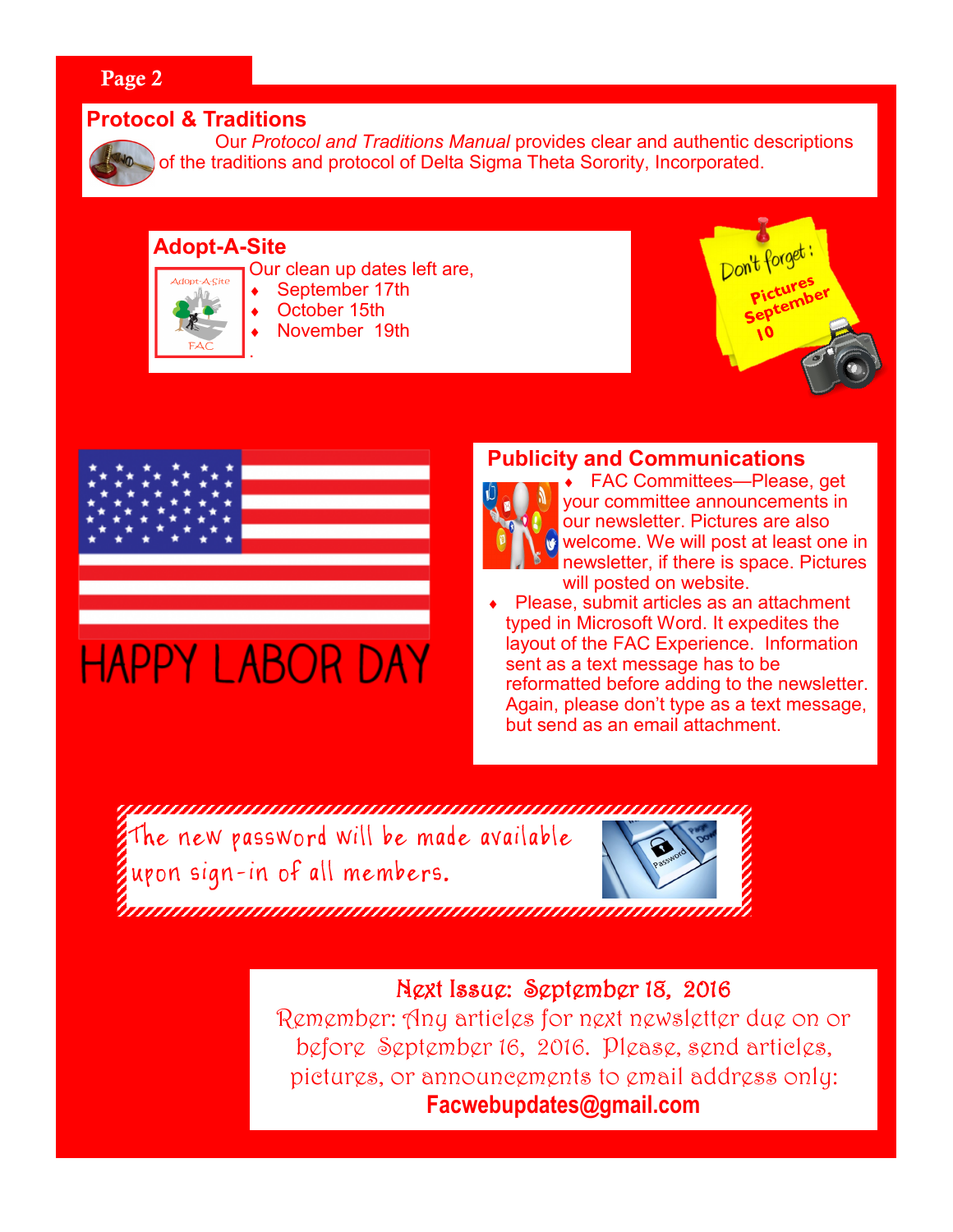## Protocol & Traditions

Our *Protocol and Traditions Manual* provides clear and authentic descriptions of the traditions and protocol of Delta Sigma Theta Sorority, Incorporated.

## Adopt-A-Site

Our clean up dates left are,

- September 17th
- October 15th
- November 19th

Don't forget: Pictures September 10

HAPPY LABOR DAY

## Publicity and Communications

- FAC Committees—Please, get your committee announcements in our newsletter. Pictures are also welcome. We will post at least one in newsletter, if there is space. Pictures will posted on website.
- Please, submit articles as an attachment typed in Microsoft Word. It expedites the layout of the FAC Experience. Information sent as a text message has to be reformatted before adding to the newsletter. Again, please don't type as a text message, but send as an email attachment.

The new password will be made available upon sign-in of all members.

Next Issue: September 18, 2016

Remember: Any articles for next newsletter due on or before September 16, 2016. Please, send articles, pictures, or announcements to email address only:

**Facwebupdates@gmail.com**